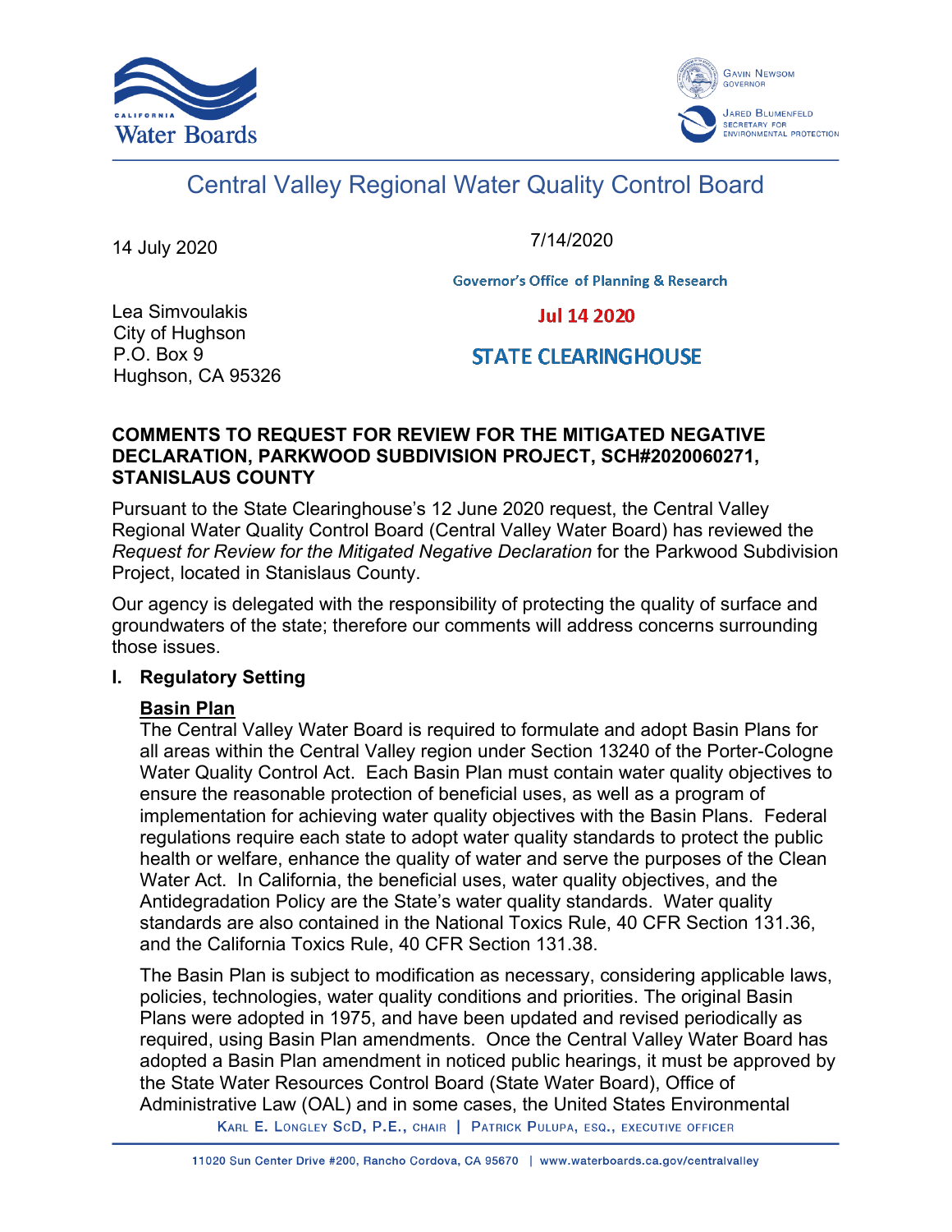# Central Valley Regional Water Quality Control Board

14 July 2020

7/14/2020

Governor's Office of Planning & Research

Jul 14 2020

STATE CLEARINGHOUSE

Lea Simvoulakis
City of Hughson
P.O. Box 9
Hughson, CA 95326

**COMMENTS TO REQUEST FOR REVIEW FOR THE MITIGATED NEGATIVE DECLARATION, PARKWOOD SUBDIVISION PROJECT, SCH#2020060271, STANISLAUS COUNTY**

Pursuant to the State Clearinghouse's 12 June 2020 request, the Central Valley Regional Water Quality Control Board (Central Valley Water Board) has reviewed the *Request for Review for the Mitigated Negative Declaration* for the Parkwood Subdivision Project, located in Stanislaus County.

Our agency is delegated with the responsibility of protecting the quality of surface and groundwaters of the state; therefore our comments will address concerns surrounding those issues.

## I. Regulatory Setting

### Basin Plan

The Central Valley Water Board is required to formulate and adopt Basin Plans for all areas within the Central Valley region under Section 13240 of the Porter-Cologne Water Quality Control Act. Each Basin Plan must contain water quality objectives to ensure the reasonable protection of beneficial uses, as well as a program of implementation for achieving water quality objectives with the Basin Plans. Federal regulations require each state to adopt water quality standards to protect the public health or welfare, enhance the quality of water and serve the purposes of the Clean Water Act. In California, the beneficial uses, water quality objectives, and the Antidegradation Policy are the State's water quality standards. Water quality standards are also contained in the National Toxics Rule, 40 CFR Section 131.36, and the California Toxics Rule, 40 CFR Section 131.38.

The Basin Plan is subject to modification as necessary, considering applicable laws, policies, technologies, water quality conditions and priorities. The original Basin Plans were adopted in 1975, and have been updated and revised periodically as required, using Basin Plan amendments. Once the Central Valley Water Board has adopted a Basin Plan amendment in noticed public hearings, it must be approved by the State Water Resources Control Board (State Water Board), Office of Administrative Law (OAL) and in some cases, the United States Environmental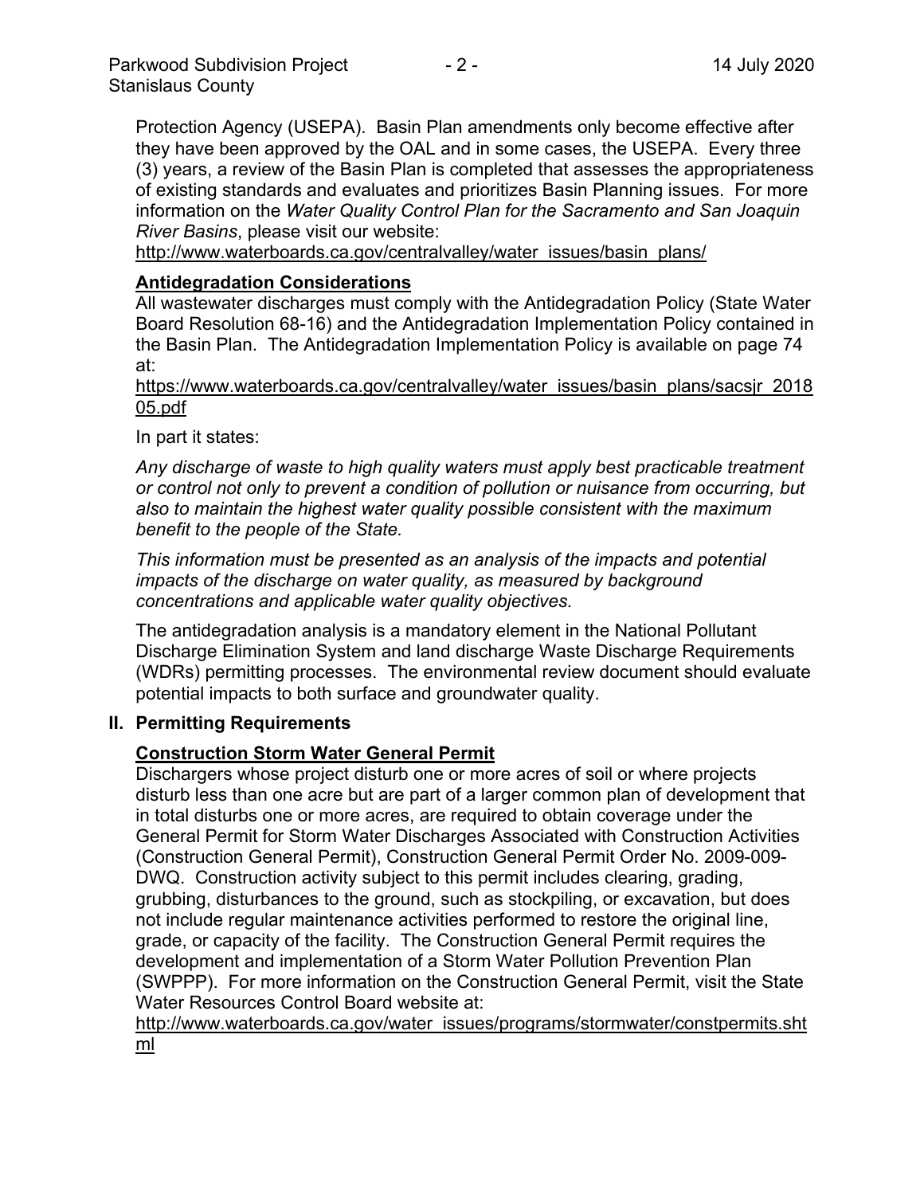Protection Agency (USEPA). Basin Plan amendments only become effective after they have been approved by the OAL and in some cases, the USEPA. Every three (3) years, a review of the Basin Plan is completed that assesses the appropriateness of existing standards and evaluates and prioritizes Basin Planning issues. For more information on the *Water Quality Control Plan for the Sacramento and San Joaquin River Basins*, please visit our website:
http://www.waterboards.ca.gov/centralvalley/water_issues/basin_plans/

**Antidegradation Considerations**

All wastewater discharges must comply with the Antidegradation Policy (State Water Board Resolution 68-16) and the Antidegradation Implementation Policy contained in the Basin Plan. The Antidegradation Implementation Policy is available on page 74 at:
https://www.waterboards.ca.gov/centralvalley/water_issues/basin_plans/sacsjr_201805.pdf

In part it states:

*Any discharge of waste to high quality waters must apply best practicable treatment or control not only to prevent a condition of pollution or nuisance from occurring, but also to maintain the highest water quality possible consistent with the maximum benefit to the people of the State.*

*This information must be presented as an analysis of the impacts and potential impacts of the discharge on water quality, as measured by background concentrations and applicable water quality objectives.*

The antidegradation analysis is a mandatory element in the National Pollutant Discharge Elimination System and land discharge Waste Discharge Requirements (WDRs) permitting processes. The environmental review document should evaluate potential impacts to both surface and groundwater quality.

## II. Permitting Requirements

**Construction Storm Water General Permit**

Dischargers whose project disturb one or more acres of soil or where projects disturb less than one acre but are part of a larger common plan of development that in total disturbs one or more acres, are required to obtain coverage under the General Permit for Storm Water Discharges Associated with Construction Activities (Construction General Permit), Construction General Permit Order No. 2009-009-DWQ. Construction activity subject to this permit includes clearing, grading, grubbing, disturbances to the ground, such as stockpiling, or excavation, but does not include regular maintenance activities performed to restore the original line, grade, or capacity of the facility. The Construction General Permit requires the development and implementation of a Storm Water Pollution Prevention Plan (SWPPP). For more information on the Construction General Permit, visit the State Water Resources Control Board website at:
http://www.waterboards.ca.gov/water_issues/programs/stormwater/constpermits.shtml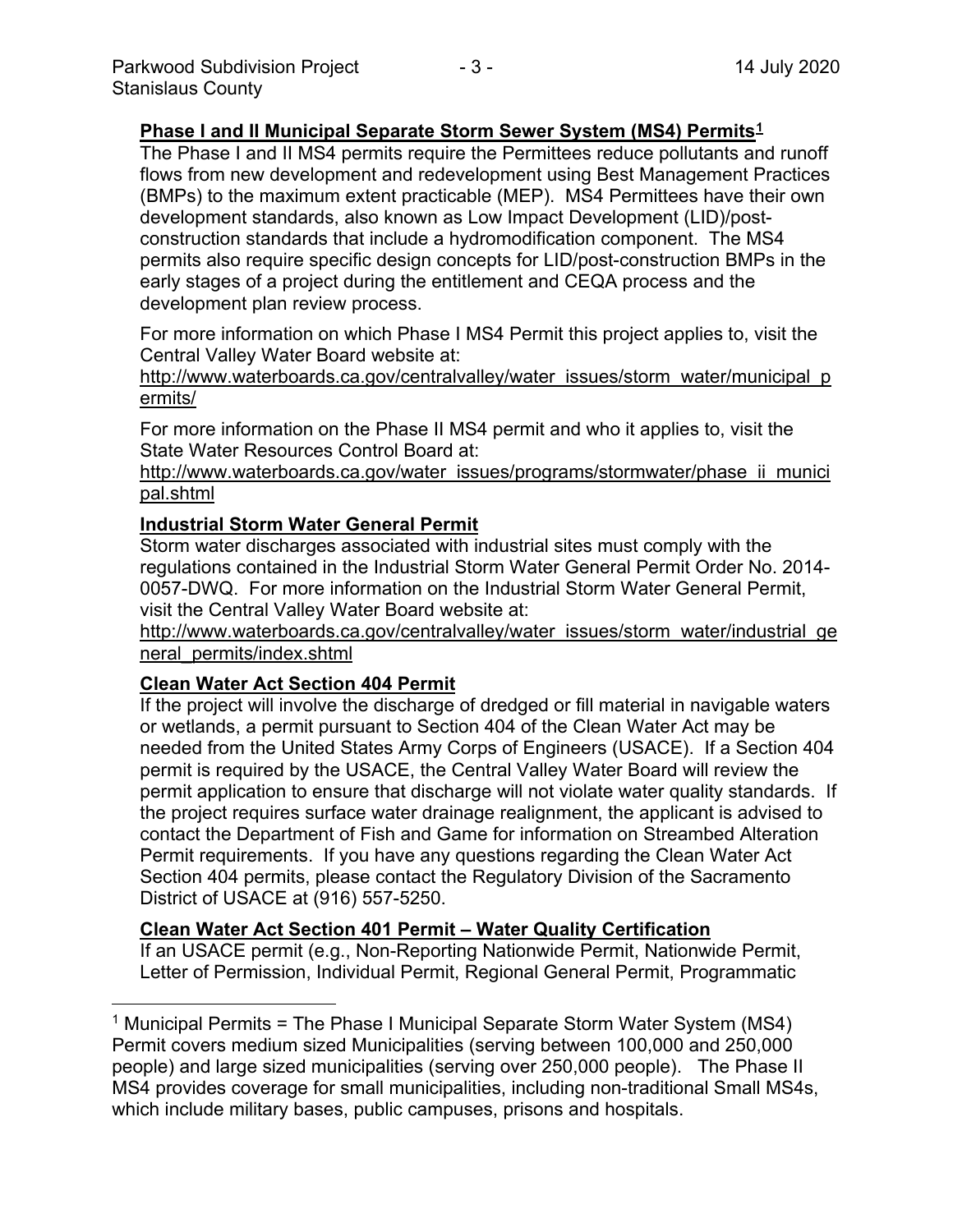**Phase I and II Municipal Separate Storm Sewer System (MS4) Permits**[1]

The Phase I and II MS4 permits require the Permittees reduce pollutants and runoff flows from new development and redevelopment using Best Management Practices (BMPs) to the maximum extent practicable (MEP). MS4 Permittees have their own development standards, also known as Low Impact Development (LID)/post-construction standards that include a hydromodification component. The MS4 permits also require specific design concepts for LID/post-construction BMPs in the early stages of a project during the entitlement and CEQA process and the development plan review process.

For more information on which Phase I MS4 Permit this project applies to, visit the Central Valley Water Board website at:
http://www.waterboards.ca.gov/centralvalley/water_issues/storm_water/municipal_permits/

For more information on the Phase II MS4 permit and who it applies to, visit the State Water Resources Control Board at:
http://www.waterboards.ca.gov/water_issues/programs/stormwater/phase_ii_municipal.shtml

**Industrial Storm Water General Permit**

Storm water discharges associated with industrial sites must comply with the regulations contained in the Industrial Storm Water General Permit Order No. 2014-0057-DWQ. For more information on the Industrial Storm Water General Permit, visit the Central Valley Water Board website at:
http://www.waterboards.ca.gov/centralvalley/water_issues/storm_water/industrial_general_permits/index.shtml

**Clean Water Act Section 404 Permit**

If the project will involve the discharge of dredged or fill material in navigable waters or wetlands, a permit pursuant to Section 404 of the Clean Water Act may be needed from the United States Army Corps of Engineers (USACE). If a Section 404 permit is required by the USACE, the Central Valley Water Board will review the permit application to ensure that discharge will not violate water quality standards. If the project requires surface water drainage realignment, the applicant is advised to contact the Department of Fish and Game for information on Streambed Alteration Permit requirements. If you have any questions regarding the Clean Water Act Section 404 permits, please contact the Regulatory Division of the Sacramento District of USACE at (916) 557-5250.

**Clean Water Act Section 401 Permit – Water Quality Certification**

If an USACE permit (e.g., Non-Reporting Nationwide Permit, Nationwide Permit, Letter of Permission, Individual Permit, Regional General Permit, Programmatic

---

[1] Municipal Permits = The Phase I Municipal Separate Storm Water System (MS4) Permit covers medium sized Municipalities (serving between 100,000 and 250,000 people) and large sized municipalities (serving over 250,000 people). The Phase II MS4 provides coverage for small municipalities, including non-traditional Small MS4s, which include military bases, public campuses, prisons and hospitals.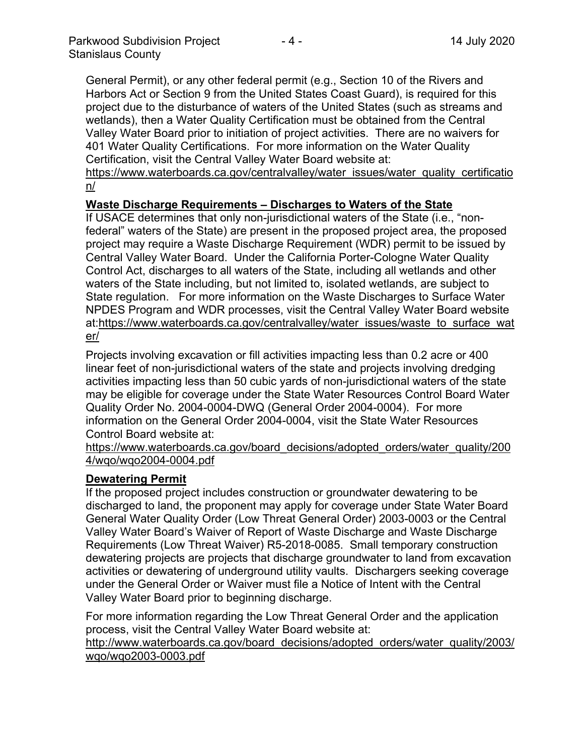General Permit), or any other federal permit (e.g., Section 10 of the Rivers and Harbors Act or Section 9 from the United States Coast Guard), is required for this project due to the disturbance of waters of the United States (such as streams and wetlands), then a Water Quality Certification must be obtained from the Central Valley Water Board prior to initiation of project activities. There are no waivers for 401 Water Quality Certifications. For more information on the Water Quality Certification, visit the Central Valley Water Board website at: https://www.waterboards.ca.gov/centralvalley/water_issues/water_quality_certification/

**Waste Discharge Requirements – Discharges to Waters of the State**

If USACE determines that only non-jurisdictional waters of the State (i.e., "non-federal" waters of the State) are present in the proposed project area, the proposed project may require a Waste Discharge Requirement (WDR) permit to be issued by Central Valley Water Board. Under the California Porter-Cologne Water Quality Control Act, discharges to all waters of the State, including all wetlands and other waters of the State including, but not limited to, isolated wetlands, are subject to State regulation. For more information on the Waste Discharges to Surface Water NPDES Program and WDR processes, visit the Central Valley Water Board website at:https://www.waterboards.ca.gov/centralvalley/water_issues/waste_to_surface_water/

Projects involving excavation or fill activities impacting less than 0.2 acre or 400 linear feet of non-jurisdictional waters of the state and projects involving dredging activities impacting less than 50 cubic yards of non-jurisdictional waters of the state may be eligible for coverage under the State Water Resources Control Board Water Quality Order No. 2004-0004-DWQ (General Order 2004-0004). For more information on the General Order 2004-0004, visit the State Water Resources Control Board website at: https://www.waterboards.ca.gov/board_decisions/adopted_orders/water_quality/2004/wqo/wqo2004-0004.pdf

**Dewatering Permit**

If the proposed project includes construction or groundwater dewatering to be discharged to land, the proponent may apply for coverage under State Water Board General Water Quality Order (Low Threat General Order) 2003-0003 or the Central Valley Water Board's Waiver of Report of Waste Discharge and Waste Discharge Requirements (Low Threat Waiver) R5-2018-0085. Small temporary construction dewatering projects are projects that discharge groundwater to land from excavation activities or dewatering of underground utility vaults. Dischargers seeking coverage under the General Order or Waiver must file a Notice of Intent with the Central Valley Water Board prior to beginning discharge.

For more information regarding the Low Threat General Order and the application process, visit the Central Valley Water Board website at: http://www.waterboards.ca.gov/board_decisions/adopted_orders/water_quality/2003/wqo/wqo2003-0003.pdf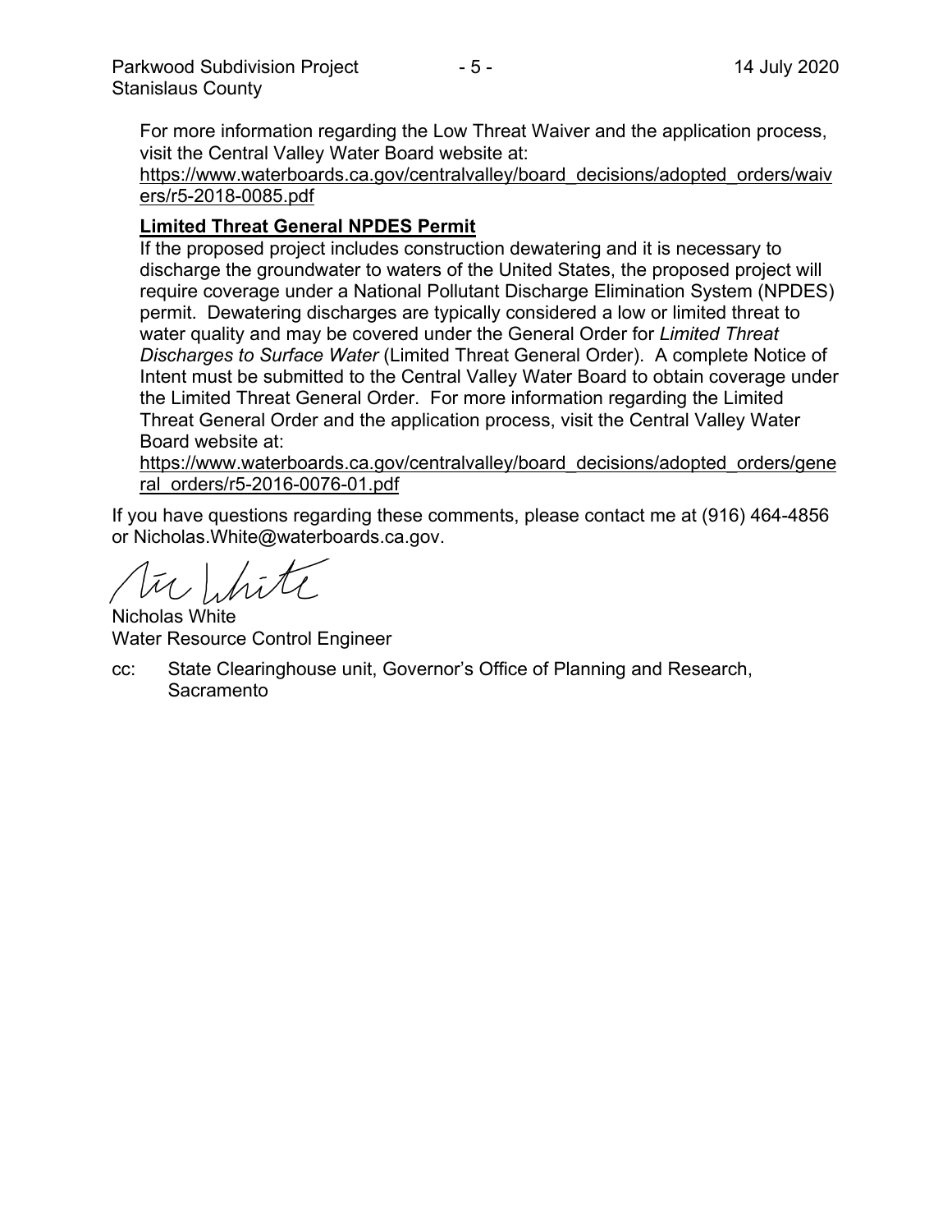For more information regarding the Low Threat Waiver and the application process, visit the Central Valley Water Board website at:
https://www.waterboards.ca.gov/centralvalley/board_decisions/adopted_orders/waivers/r5-2018-0085.pdf

**Limited Threat General NPDES Permit**

If the proposed project includes construction dewatering and it is necessary to discharge the groundwater to waters of the United States, the proposed project will require coverage under a National Pollutant Discharge Elimination System (NPDES) permit. Dewatering discharges are typically considered a low or limited threat to water quality and may be covered under the General Order for *Limited Threat Discharges to Surface Water* (Limited Threat General Order). A complete Notice of Intent must be submitted to the Central Valley Water Board to obtain coverage under the Limited Threat General Order. For more information regarding the Limited Threat General Order and the application process, visit the Central Valley Water Board website at:
https://www.waterboards.ca.gov/centralvalley/board_decisions/adopted_orders/general_orders/r5-2016-0076-01.pdf

If you have questions regarding these comments, please contact me at (916) 464-4856 or Nicholas.White@waterboards.ca.gov.

Nicholas White
Water Resource Control Engineer

cc: State Clearinghouse unit, Governor's Office of Planning and Research, Sacramento